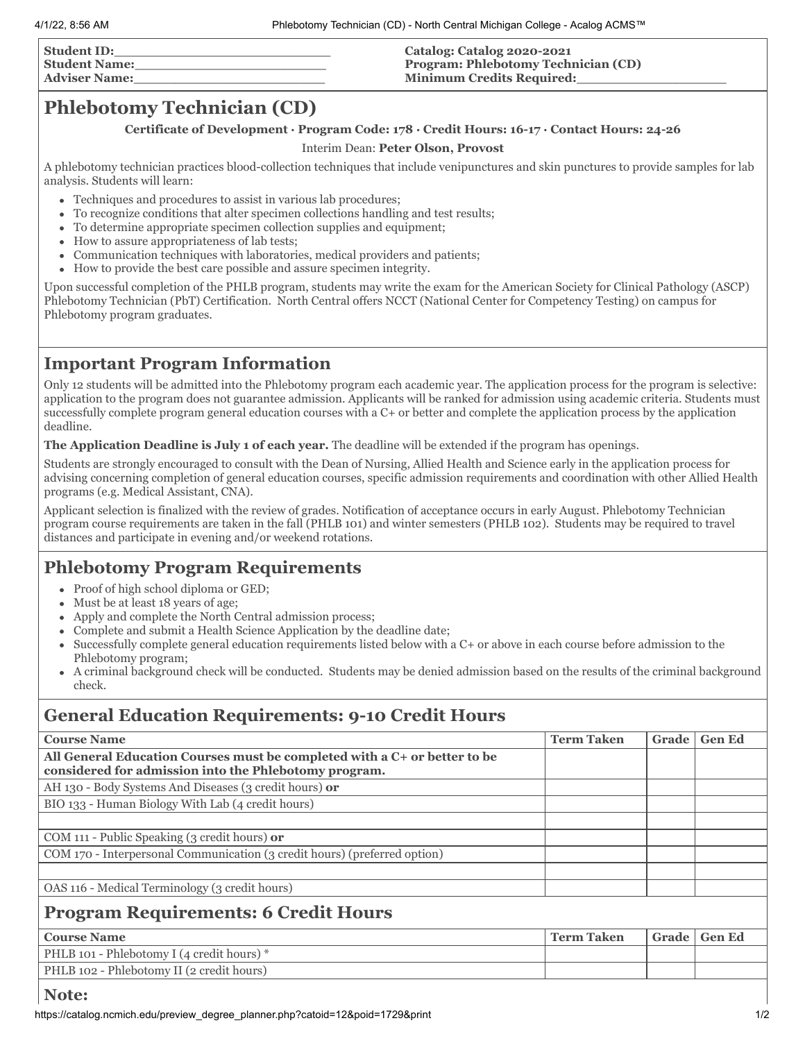| | |
|---|---|
| **Student ID:___________________________** | **Catalog: Catalog 2020-2021** |
| **Student Name:_________________________** | **Program: Phlebotomy Technician (CD)** |
| **Adviser Name:_________________________** | **Minimum Credits Required:__________________** |

# Phlebotomy Technician (CD)

**Certificate of Development · Program Code: 178 · Credit Hours: 16-17 · Contact Hours: 24-26**

Interim Dean: **Peter Olson, Provost**

A phlebotomy technician practices blood-collection techniques that include venipunctures and skin punctures to provide samples for lab analysis. Students will learn:

- Techniques and procedures to assist in various lab procedures;
- To recognize conditions that alter specimen collections handling and test results;
- To determine appropriate specimen collection supplies and equipment;
- How to assure appropriateness of lab tests;
- Communication techniques with laboratories, medical providers and patients;
- How to provide the best care possible and assure specimen integrity.

Upon successful completion of the PHLB program, students may write the exam for the American Society for Clinical Pathology (ASCP) Phlebotomy Technician (PbT) Certification. North Central offers NCCT (National Center for Competency Testing) on campus for Phlebotomy program graduates.

## Important Program Information

Only 12 students will be admitted into the Phlebotomy program each academic year. The application process for the program is selective: application to the program does not guarantee admission. Applicants will be ranked for admission using academic criteria. Students must successfully complete program general education courses with a C+ or better and complete the application process by the application deadline.

**The Application Deadline is July 1 of each year.** The deadline will be extended if the program has openings.

Students are strongly encouraged to consult with the Dean of Nursing, Allied Health and Science early in the application process for advising concerning completion of general education courses, specific admission requirements and coordination with other Allied Health programs (e.g. Medical Assistant, CNA).

Applicant selection is finalized with the review of grades. Notification of acceptance occurs in early August. Phlebotomy Technician program course requirements are taken in the fall (PHLB 101) and winter semesters (PHLB 102). Students may be required to travel distances and participate in evening and/or weekend rotations.

## Phlebotomy Program Requirements

- Proof of high school diploma or GED;
- Must be at least 18 years of age;
- Apply and complete the North Central admission process;
- Complete and submit a Health Science Application by the deadline date;
- Successfully complete general education requirements listed below with a C+ or above in each course before admission to the Phlebotomy program;
- A criminal background check will be conducted. Students may be denied admission based on the results of the criminal background check.

## General Education Requirements: 9-10 Credit Hours

| Course Name | Term Taken | Grade | Gen Ed |
|---|---|---|---|
| **All General Education Courses must be completed with a C+ or better to be considered for admission into the Phlebotomy program.** | | | |
| AH 130 - Body Systems And Diseases (3 credit hours) **or** | | | |
| BIO 133 - Human Biology With Lab (4 credit hours) | | | |
| | | | |
| COM 111 - Public Speaking (3 credit hours) **or** | | | |
| COM 170 - Interpersonal Communication (3 credit hours) (preferred option) | | | |
| | | | |
| OAS 116 - Medical Terminology (3 credit hours) | | | |

## Program Requirements: 6 Credit Hours

| Course Name | Term Taken | Grade | Gen Ed |
|---|---|---|---|
| PHLB 101 - Phlebotomy I (4 credit hours) * | | | |
| PHLB 102 - Phlebotomy II (2 credit hours) | | | |

## Note: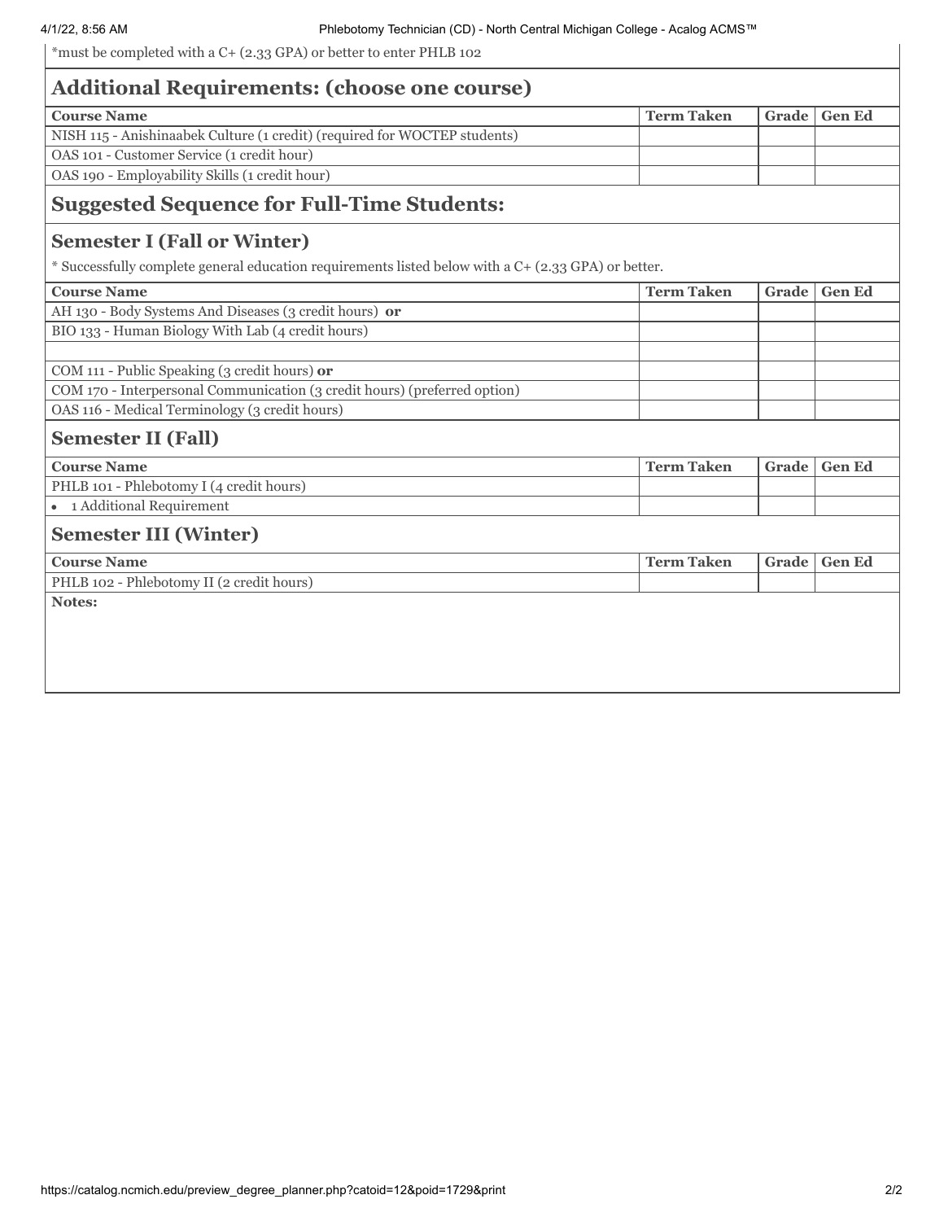*must be completed with a C+ (2.33 GPA) or better to enter PHLB 102

## Additional Requirements: (choose one course)

| Course Name | Term Taken | Grade | Gen Ed |
|---|---|---|---|
| NISH 115 - Anishinaabek Culture (1 credit) (required for WOCTEP students) | | | |
| OAS 101 - Customer Service (1 credit hour) | | | |
| OAS 190 - Employability Skills (1 credit hour) | | | |

## Suggested Sequence for Full-Time Students:

### Semester I (Fall or Winter)

* Successfully complete general education requirements listed below with a C+ (2.33 GPA) or better.

| Course Name | Term Taken | Grade | Gen Ed |
|---|---|---|---|
| AH 130 - Body Systems And Diseases (3 credit hours) **or** | | | |
| BIO 133 - Human Biology With Lab (4 credit hours) | | | |
| | | | |
| COM 111 - Public Speaking (3 credit hours) **or** | | | |
| COM 170 - Interpersonal Communication (3 credit hours) (preferred option) | | | |
| OAS 116 - Medical Terminology (3 credit hours) | | | |

### Semester II (Fall)

| Course Name | Term Taken | Grade | Gen Ed |
|---|---|---|---|
| PHLB 101 - Phlebotomy I (4 credit hours) | | | |
| • 1 Additional Requirement | | | |

### Semester III (Winter)

| Course Name | Term Taken | Grade | Gen Ed |
|---|---|---|---|
| PHLB 102 - Phlebotomy II (2 credit hours) | | | |

**Notes:**